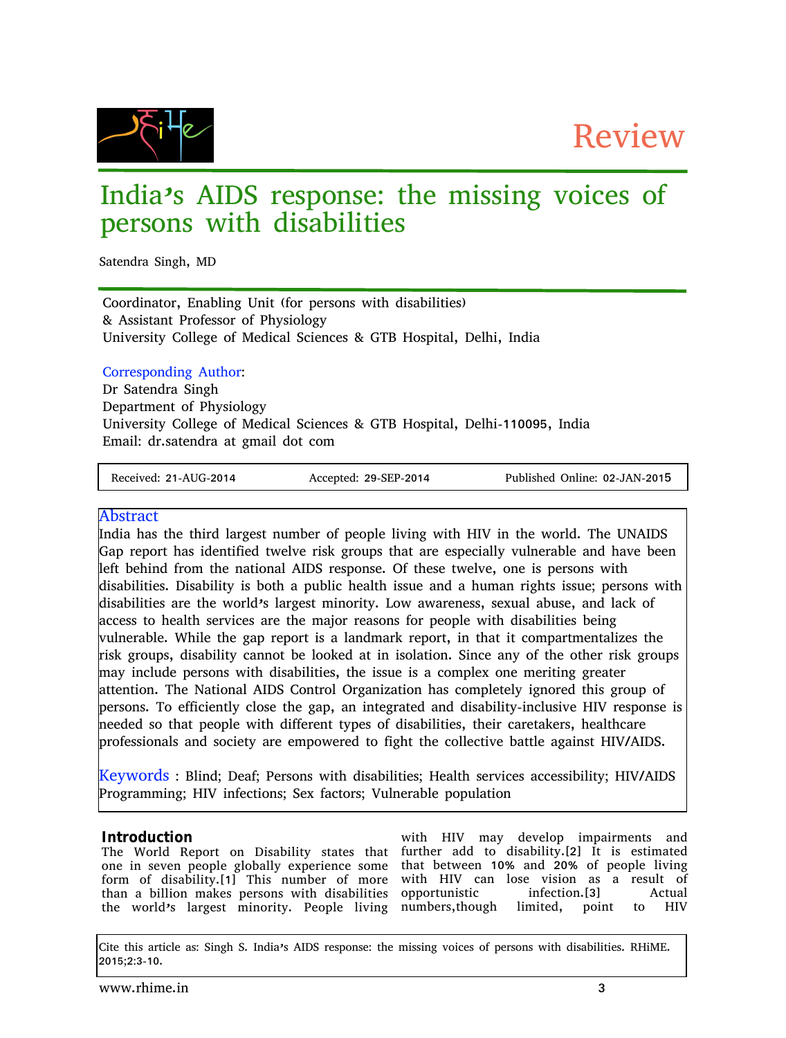Review

# India's AIDS response: the missing voices of persons with disabilities

Satendra Singh, MD

Coordinator, Enabling Unit (for persons with disabilities)
& Assistant Professor of Physiology
University College of Medical Sciences & GTB Hospital, Delhi, India

Corresponding Author:
Dr Satendra Singh
Department of Physiology
University College of Medical Sciences & GTB Hospital, Delhi-110095, India
Email: dr.satendra at gmail dot com

Received: 21-AUG-2014 | Accepted: 29-SEP-2014 | Published Online: 02-JAN-2015

## Abstract

India has the third largest number of people living with HIV in the world. The UNAIDS Gap report has identified twelve risk groups that are especially vulnerable and have been left behind from the national AIDS response. Of these twelve, one is persons with disabilities. Disability is both a public health issue and a human rights issue; persons with disabilities are the world's largest minority. Low awareness, sexual abuse, and lack of access to health services are the major reasons for people with disabilities being vulnerable. While the gap report is a landmark report, in that it compartmentalizes the risk groups, disability cannot be looked at in isolation. Since any of the other risk groups may include persons with disabilities, the issue is a complex one meriting greater attention. The National AIDS Control Organization has completely ignored this group of persons. To efficiently close the gap, an integrated and disability-inclusive HIV response is needed so that people with different types of disabilities, their caretakers, healthcare professionals and society are empowered to fight the collective battle against HIV/AIDS.

**Keywords** : Blind; Deaf; Persons with disabilities; Health services accessibility; HIV/AIDS Programming; HIV infections; Sex factors; Vulnerable population

## Introduction

The World Report on Disability states that one in seven people globally experience some form of disability.[1] This number of more than a billion makes persons with disabilities the world's largest minority. People living with HIV may develop impairments and further add to disability.[2] It is estimated that between 10% and 20% of people living with HIV can lose vision as a result of opportunistic infection.[3] Actual numbers,though limited, point to HIV

Cite this article as: Singh S. India's AIDS response: the missing voices of persons with disabilities. RHiME. 2015;2:3-10.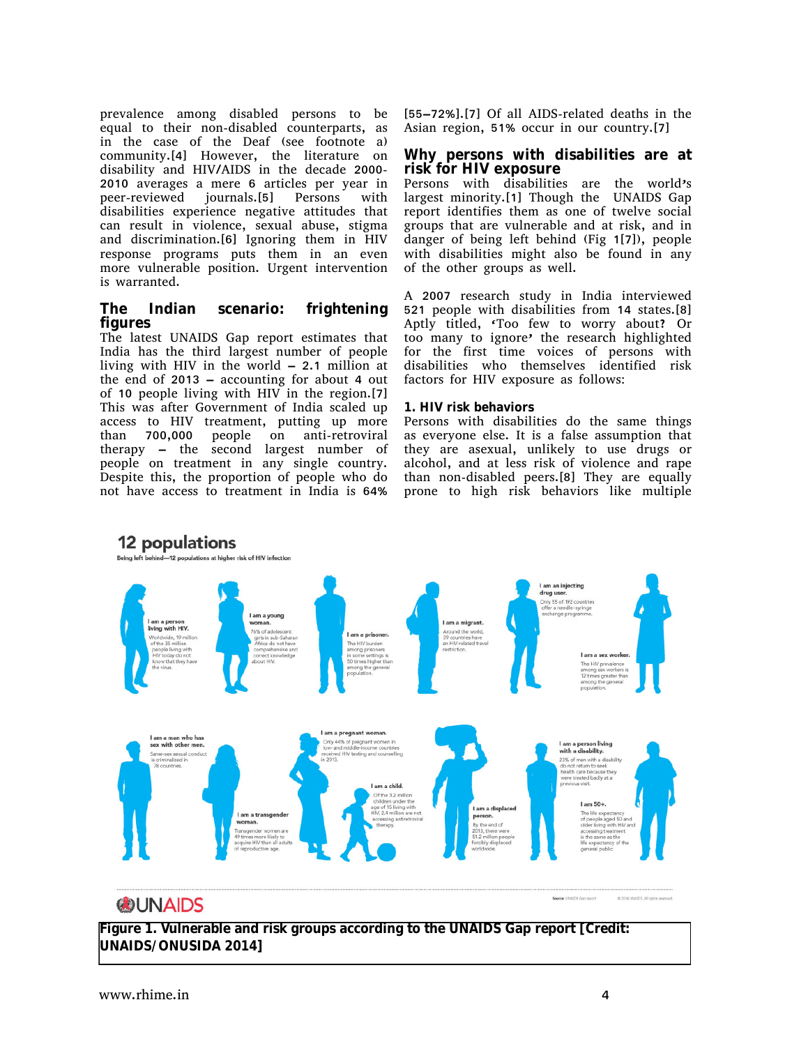prevalence among disabled persons to be equal to their non-disabled counterparts, as in the case of the Deaf (see footnote a) community.[4] However, the literature on disability and HIV/AIDS in the decade 2000-2010 averages a mere 6 articles per year in peer-reviewed journals.[5] Persons with disabilities experience negative attitudes that can result in violence, sexual abuse, stigma and discrimination.[6] Ignoring them in HIV response programs puts them in an even more vulnerable position. Urgent intervention is warranted.

## The Indian scenario: frightening figures

The latest UNAIDS Gap report estimates that India has the third largest number of people living with HIV in the world – 2.1 million at the end of 2013 – accounting for about 4 out of 10 people living with HIV in the region.[7] This was after Government of India scaled up access to HIV treatment, putting up more than 700,000 people on anti-retroviral therapy – the second largest number of people on treatment in any single country. Despite this, the proportion of people who do not have access to treatment in India is 64% [55–72%].[7] Of all AIDS-related deaths in the Asian region, 51% occur in our country.[7]

## Why persons with disabilities are at risk for HIV exposure

Persons with disabilities are the world's largest minority.[1] Though the UNAIDS Gap report identifies them as one of twelve social groups that are vulnerable and at risk, and in danger of being left behind (Fig 1[7]), people with disabilities might also be found in any of the other groups as well.

A 2007 research study in India interviewed 521 people with disabilities from 14 states.[8] Aptly titled, 'Too few to worry about? Or too many to ignore' the research highlighted for the first time voices of persons with disabilities who themselves identified risk factors for HIV exposure as follows:

### 1. HIV risk behaviors

Persons with disabilities do the same things as everyone else. It is a false assumption that they are asexual, unlikely to use drugs or alcohol, and at less risk of violence and rape than non-disabled peers.[8] They are equally prone to high risk behaviors like multiple

**Figure 1. Vulnerable and risk groups according to the UNAIDS Gap report [Credit: UNAIDS/ONUSIDA 2014]**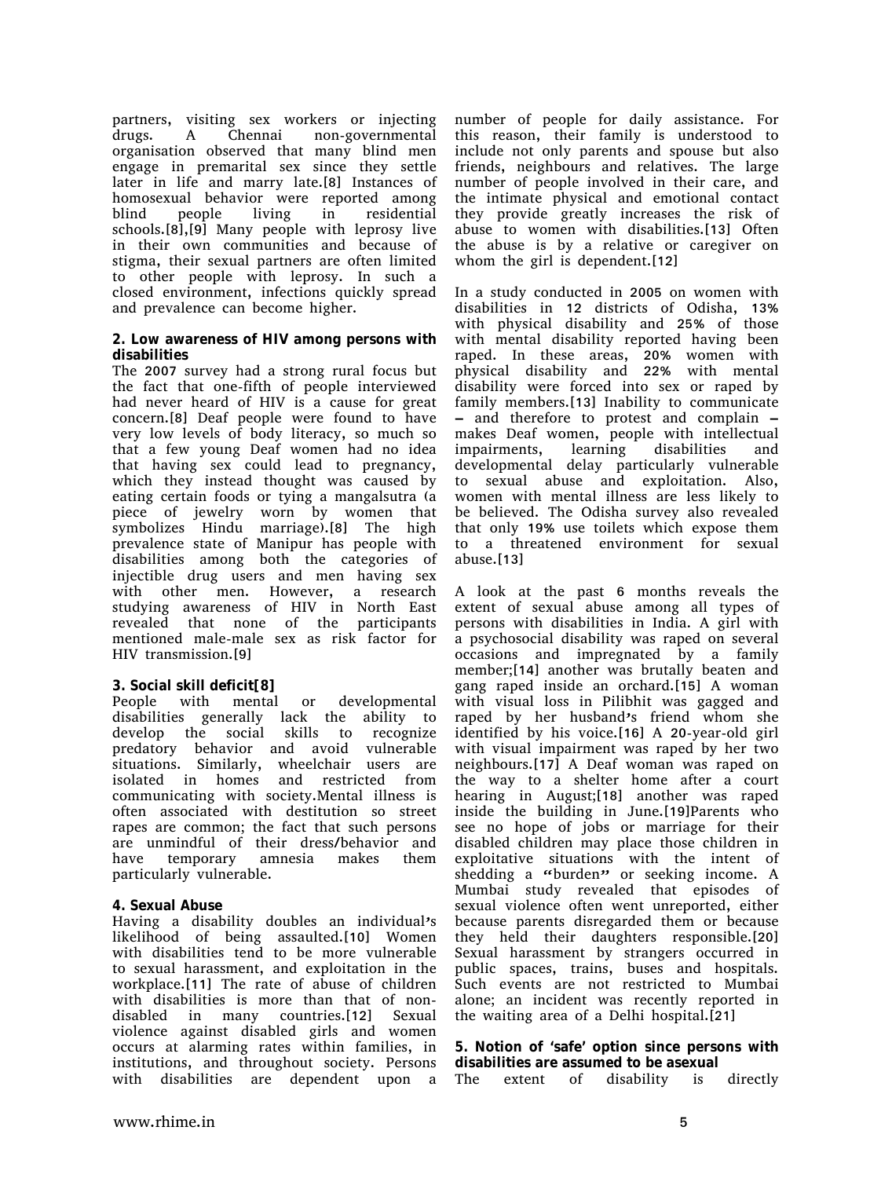partners, visiting sex workers or injecting drugs. A Chennai non-governmental organisation observed that many blind men engage in premarital sex since they settle later in life and marry late.[8] Instances of homosexual behavior were reported among blind people living in residential schools.[8],[9] Many people with leprosy live in their own communities and because of stigma, their sexual partners are often limited to other people with leprosy. In such a closed environment, infections quickly spread and prevalence can become higher.

**2. Low awareness of HIV among persons with disabilities**

The 2007 survey had a strong rural focus but the fact that one-fifth of people interviewed had never heard of HIV is a cause for great concern.[8] Deaf people were found to have very low levels of body literacy, so much so that a few young Deaf women had no idea that having sex could lead to pregnancy, which they instead thought was caused by eating certain foods or tying a mangalsutra (a piece of jewelry worn by women that symbolizes Hindu marriage).[8] The high prevalence state of Manipur has people with disabilities among both the categories of injectible drug users and men having sex with other men. However, a research studying awareness of HIV in North East revealed that none of the participants mentioned male-male sex as risk factor for HIV transmission.[9]

**3. Social skill deficit[8]**

People with mental or developmental disabilities generally lack the ability to develop the social skills to recognize predatory behavior and avoid vulnerable situations. Similarly, wheelchair users are isolated in homes and restricted from communicating with society.Mental illness is often associated with destitution so street rapes are common; the fact that such persons are unmindful of their dress/behavior and have temporary amnesia makes them particularly vulnerable.

**4. Sexual Abuse**

Having a disability doubles an individual's likelihood of being assaulted.[10] Women with disabilities tend to be more vulnerable to sexual harassment, and exploitation in the workplace.[11] The rate of abuse of children with disabilities is more than that of non-disabled in many countries.[12] Sexual violence against disabled girls and women occurs at alarming rates within families, in institutions, and throughout society. Persons with disabilities are dependent upon a number of people for daily assistance. For this reason, their family is understood to include not only parents and spouse but also friends, neighbours and relatives. The large number of people involved in their care, and the intimate physical and emotional contact they provide greatly increases the risk of abuse to women with disabilities.[13] Often the abuse is by a relative or caregiver on whom the girl is dependent.[12]

In a study conducted in 2005 on women with disabilities in 12 districts of Odisha, 13% with physical disability and 25% of those with mental disability reported having been raped. In these areas, 20% women with physical disability and 22% with mental disability were forced into sex or raped by family members.[13] Inability to communicate – and therefore to protest and complain – makes Deaf women, people with intellectual impairments, learning disabilities and developmental delay particularly vulnerable to sexual abuse and exploitation. Also, women with mental illness are less likely to be believed. The Odisha survey also revealed that only 19% use toilets which expose them to a threatened environment for sexual abuse.[13]

A look at the past 6 months reveals the extent of sexual abuse among all types of persons with disabilities in India. A girl with a psychosocial disability was raped on several occasions and impregnated by a family member;[14] another was brutally beaten and gang raped inside an orchard.[15] A woman with visual loss in Pilibhit was gagged and raped by her husband's friend whom she identified by his voice.[16] A 20-year-old girl with visual impairment was raped by her two neighbours.[17] A Deaf woman was raped on the way to a shelter home after a court hearing in August;[18] another was raped inside the building in June.[19]Parents who see no hope of jobs or marriage for their disabled children may place those children in exploitative situations with the intent of shedding a "burden" or seeking income. A Mumbai study revealed that episodes of sexual violence often went unreported, either because parents disregarded them or because they held their daughters responsible.[20] Sexual harassment by strangers occurred in public spaces, trains, buses and hospitals. Such events are not restricted to Mumbai alone; an incident was recently reported in the waiting area of a Delhi hospital.[21]

**5. Notion of 'safe' option since persons with disabilities are assumed to be asexual**

The extent of disability is directly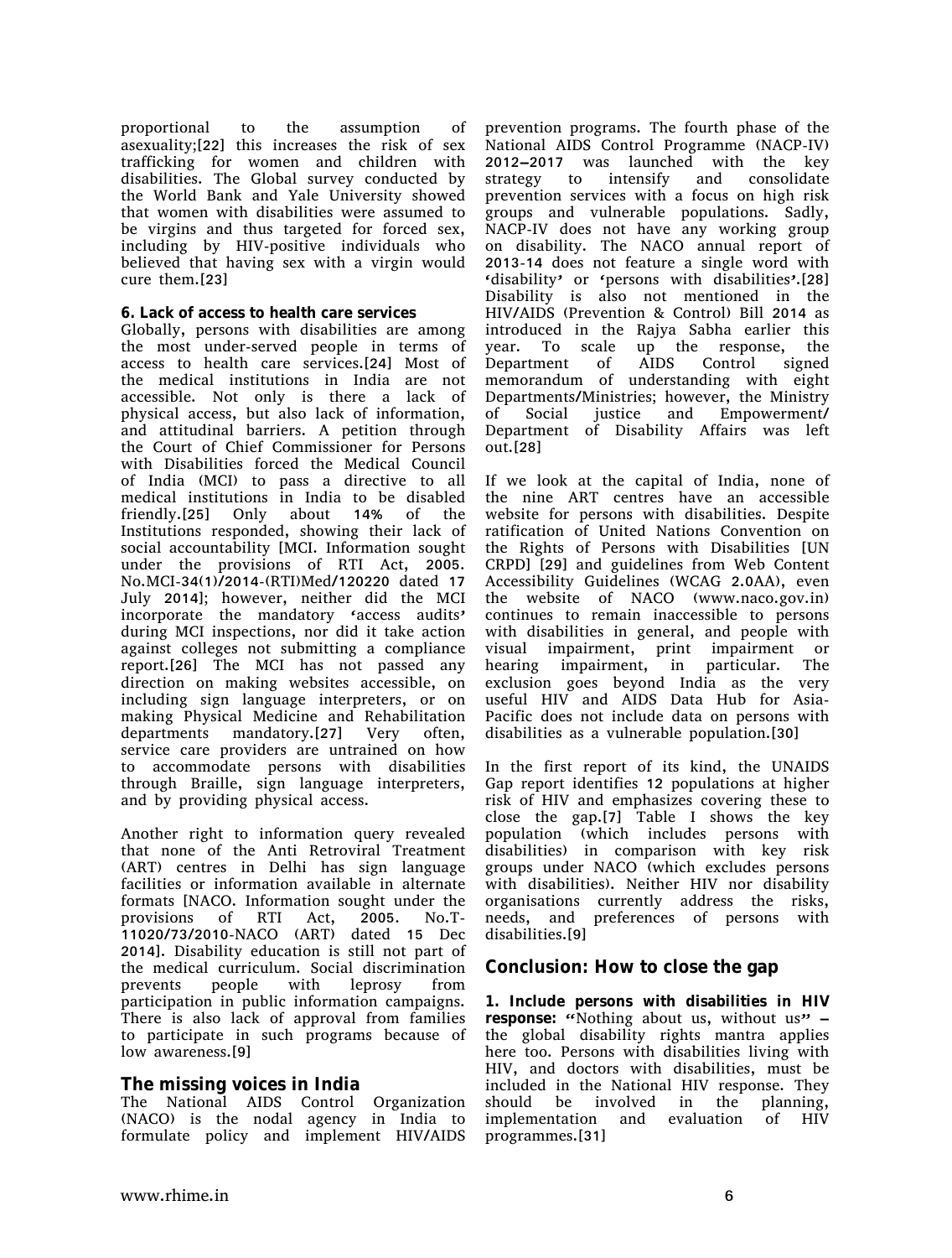proportional to the assumption of asexuality;[22] this increases the risk of sex trafficking for women and children with disabilities. The Global survey conducted by the World Bank and Yale University showed that women with disabilities were assumed to be virgins and thus targeted for forced sex, including by HIV-positive individuals who believed that having sex with a virgin would cure them.[23]

**6. Lack of access to health care services**

Globally, persons with disabilities are among the most under-served people in terms of access to health care services.[24] Most of the medical institutions in India are not accessible. Not only is there a lack of physical access, but also lack of information, and attitudinal barriers. A petition through the Court of Chief Commissioner for Persons with Disabilities forced the Medical Council of India (MCI) to pass a directive to all medical institutions in India to be disabled friendly.[25] Only about 14% of the Institutions responded, showing their lack of social accountability [MCI. Information sought under the provisions of RTI Act, 2005. No.MCI-34(1)/2014-(RTI)Med/120220 dated 17 July 2014]; however, neither did the MCI incorporate the mandatory 'access audits' during MCI inspections, nor did it take action against colleges not submitting a compliance report.[26] The MCI has not passed any direction on making websites accessible, on including sign language interpreters, or on making Physical Medicine and Rehabilitation departments mandatory.[27] Very often, service care providers are untrained on how to accommodate persons with disabilities through Braille, sign language interpreters, and by providing physical access.

Another right to information query revealed that none of the Anti Retroviral Treatment (ART) centres in Delhi has sign language facilities or information available in alternate formats [NACO. Information sought under the provisions of RTI Act, 2005. No.T-11020/73/2010-NACO (ART) dated 15 Dec 2014]. Disability education is still not part of the medical curriculum. Social discrimination prevents people with leprosy from participation in public information campaigns. There is also lack of approval from families to participate in such programs because of low awareness.[9]

## The missing voices in India

The National AIDS Control Organization (NACO) is the nodal agency in India to formulate policy and implement HIV/AIDS prevention programs. The fourth phase of the National AIDS Control Programme (NACP-IV) 2012–2017 was launched with the key strategy to intensify and consolidate prevention services with a focus on high risk groups and vulnerable populations. Sadly, NACP-IV does not have any working group on disability. The NACO annual report of 2013-14 does not feature a single word with 'disability' or 'persons with disabilities'.[28] Disability is also not mentioned in the HIV/AIDS (Prevention & Control) Bill 2014 as introduced in the Rajya Sabha earlier this year. To scale up the response, the Department of AIDS Control signed memorandum of understanding with eight Departments/Ministries; however, the Ministry of Social justice and Empowerment/ Department of Disability Affairs was left out.[28]

If we look at the capital of India, none of the nine ART centres have an accessible website for persons with disabilities. Despite ratification of United Nations Convention on the Rights of Persons with Disabilities [UN CRPD] [29] and guidelines from Web Content Accessibility Guidelines (WCAG 2.0AA), even the website of NACO (www.naco.gov.in) continues to remain inaccessible to persons with disabilities in general, and people with visual impairment, print impairment or hearing impairment, in particular. The exclusion goes beyond India as the very useful HIV and AIDS Data Hub for Asia-Pacific does not include data on persons with disabilities as a vulnerable population.[30]

In the first report of its kind, the UNAIDS Gap report identifies 12 populations at higher risk of HIV and emphasizes covering these to close the gap.[7] Table I shows the key population (which includes persons with disabilities) in comparison with key risk groups under NACO (which excludes persons with disabilities). Neither HIV nor disability organisations currently address the risks, needs, and preferences of persons with disabilities.[9]

## Conclusion: How to close the gap

**1. Include persons with disabilities in HIV response:** "Nothing about us, without us" – the global disability rights mantra applies here too. Persons with disabilities living with HIV, and doctors with disabilities, must be included in the National HIV response. They should be involved in the planning, implementation and evaluation of HIV programmes.[31]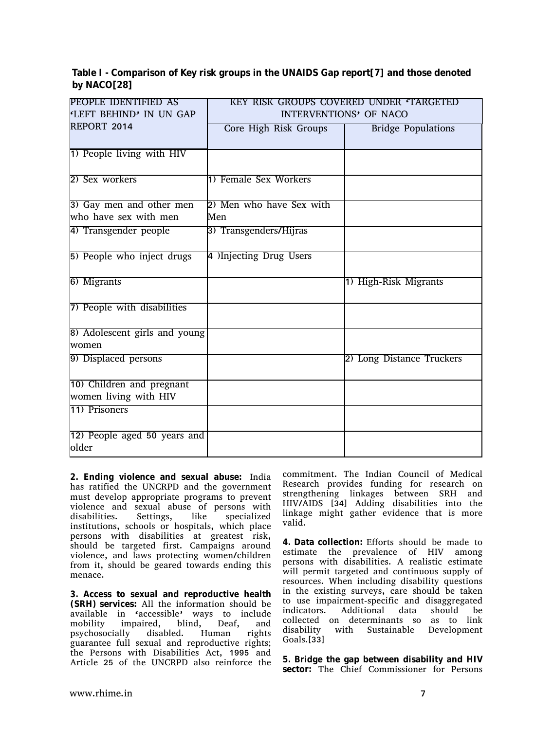**Table I - Comparison of Key risk groups in the UNAIDS Gap report[7] and those denoted by NACO[28]**

| PEOPLE IDENTIFIED AS 'LEFT BEHIND' IN UN GAP REPORT 2014 | KEY RISK GROUPS COVERED UNDER 'TARGETED INTERVENTIONS' OF NACO | |
|---|---|---|
| | Core High Risk Groups | Bridge Populations |
| 1) People living with HIV | | |
| 2) Sex workers | 1) Female Sex Workers | |
| 3) Gay men and other men who have sex with men | 2) Men who have Sex with Men | |
| 4) Transgender people | 3) Transgenders/Hijras | |
| 5) People who inject drugs | 4 )Injecting Drug Users | |
| 6) Migrants | | 1) High-Risk Migrants |
| 7) People with disabilities | | |
| 8) Adolescent girls and young women | | |
| 9) Displaced persons | | 2) Long Distance Truckers |
| 10) Children and pregnant women living with HIV | | |
| 11) Prisoners | | |
| 12) People aged 50 years and older | | |

**2. Ending violence and sexual abuse:** India has ratified the UNCRPD and the government must develop appropriate programs to prevent violence and sexual abuse of persons with disabilities. Settings, like specialized institutions, schools or hospitals, which place persons with disabilities at greatest risk, should be targeted first. Campaigns around violence, and laws protecting women/children from it, should be geared towards ending this menace.

**3. Access to sexual and reproductive health (SRH) services:** All the information should be available in 'accessible' ways to include mobility impaired, blind, Deaf, and psychosocially disabled. Human rights guarantee full sexual and reproductive rights; the Persons with Disabilities Act, 1995 and Article 25 of the UNCRPD also reinforce the commitment. The Indian Council of Medical Research provides funding for research on strengthening linkages between SRH and HIV/AIDS [34] Adding disabilities into the linkage might gather evidence that is more valid.

**4. Data collection:** Efforts should be made to estimate the prevalence of HIV among persons with disabilities. A realistic estimate will permit targeted and continuous supply of resources. When including disability questions in the existing surveys, care should be taken to use impairment-specific and disaggregated indicators. Additional data should be collected on determinants so as to link disability with Sustainable Development Goals.[33]

**5. Bridge the gap between disability and HIV sector:** The Chief Commissioner for Persons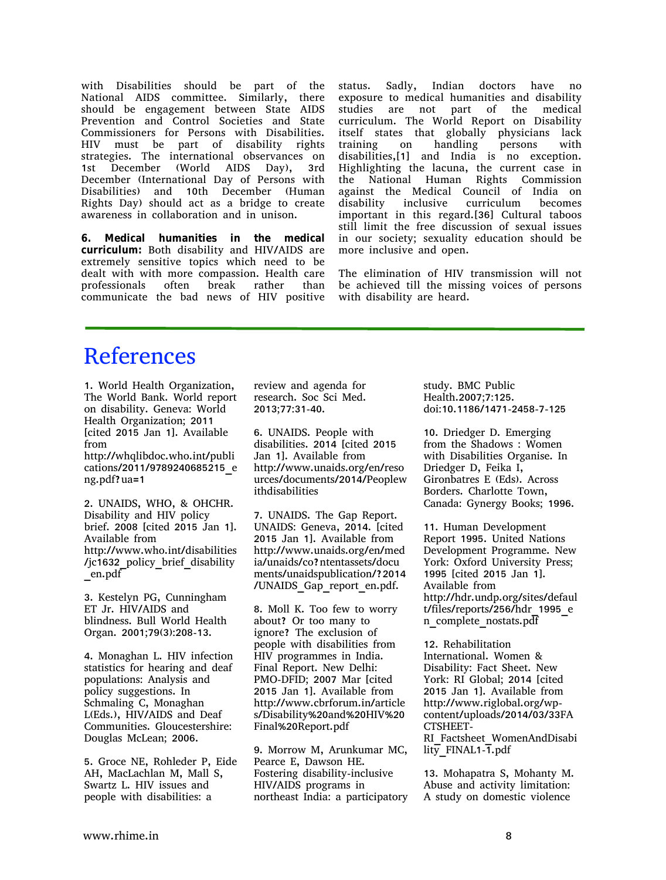with Disabilities should be part of the National AIDS committee. Similarly, there should be engagement between State AIDS Prevention and Control Societies and State Commissioners for Persons with Disabilities. HIV must be part of disability rights strategies. The international observances on 1st December (World AIDS Day), 3rd December (International Day of Persons with Disabilities) and 10th December (Human Rights Day) should act as a bridge to create awareness in collaboration and in unison.

**6. Medical humanities in the medical curriculum:** Both disability and HIV/AIDS are extremely sensitive topics which need to be dealt with with more compassion. Health care professionals often break rather than communicate the bad news of HIV positive status. Sadly, Indian doctors have no exposure to medical humanities and disability studies are not part of the medical curriculum. The World Report on Disability itself states that globally physicians lack training on handling persons with disabilities,[1] and India is no exception. Highlighting the lacuna, the current case in the National Human Rights Commission against the Medical Council of India on disability inclusive curriculum becomes important in this regard.[36] Cultural taboos still limit the free discussion of sexual issues in our society; sexuality education should be more inclusive and open.

The elimination of HIV transmission will not be achieved till the missing voices of persons with disability are heard.

# References

1. World Health Organization, The World Bank. World report on disability. Geneva: World Health Organization; 2011 [cited 2015 Jan 1]. Available from http://whqlibdoc.who.int/publications/2011/9789240685215_eng.pdf?ua=1

2. UNAIDS, WHO, & OHCHR. Disability and HIV policy brief. 2008 [cited 2015 Jan 1]. Available from http://www.who.int/disabilities/jc1632_policy_brief_disability_en.pdf

3. Kestelyn PG, Cunningham ET Jr. HIV/AIDS and blindness. Bull World Health Organ. 2001;79(3):208-13.

4. Monaghan L. HIV infection statistics for hearing and deaf populations: Analysis and policy suggestions. In Schmaling C, Monaghan L(Eds.), HIV/AIDS and Deaf Communities. Gloucestershire: Douglas McLean; 2006.

5. Groce NE, Rohleder P, Eide AH, MacLachlan M, Mall S, Swartz L. HIV issues and people with disabilities: a review and agenda for research. Soc Sci Med. 2013;77:31-40.

6. UNAIDS. People with disabilities. 2014 [cited 2015 Jan 1]. Available from http://www.unaids.org/en/resources/documents/2014/Peoplewithdisabilities

7. UNAIDS. The Gap Report. UNAIDS: Geneva, 2014. [cited 2015 Jan 1]. Available from http://www.unaids.org/en/media/unaids/co?ntentassets/documents/unaidspublication/?2014/UNAIDS_Gap_report_en.pdf.

8. Moll K. Too few to worry about? Or too many to ignore? The exclusion of people with disabilities from HIV programmes in India. Final Report. New Delhi: PMO-DFID; 2007 Mar [cited 2015 Jan 1]. Available from http://www.cbrforum.in/articles/Disability%20and%20HIV%20Final%20Report.pdf

9. Morrow M, Arunkumar MC, Pearce E, Dawson HE. Fostering disability-inclusive HIV/AIDS programs in northeast India: a participatory study. BMC Public Health.2007;7:125. doi:10.1186/1471-2458-7-125

10. Driedger D. Emerging from the Shadows : Women with Disabilities Organise. In Driedger D, Feika I, Gironbatres E (Eds). Across Borders. Charlotte Town, Canada: Gynergy Books; 1996.

11. Human Development Report 1995. United Nations Development Programme. New York: Oxford University Press; 1995 [cited 2015 Jan 1]. Available from http://hdr.undp.org/sites/default/files/reports/256/hdr_1995_en_complete_nostats.pdf

12. Rehabilitation International. Women & Disability: Fact Sheet. New York: RI Global; 2014 [cited 2015 Jan 1]. Available from http://www.riglobal.org/wp-content/uploads/2014/03/33FACTSHEET-RI_Factsheet_WomenAndDisability_FINAL1-1.pdf

13. Mohapatra S, Mohanty M. Abuse and activity limitation: A study on domestic violence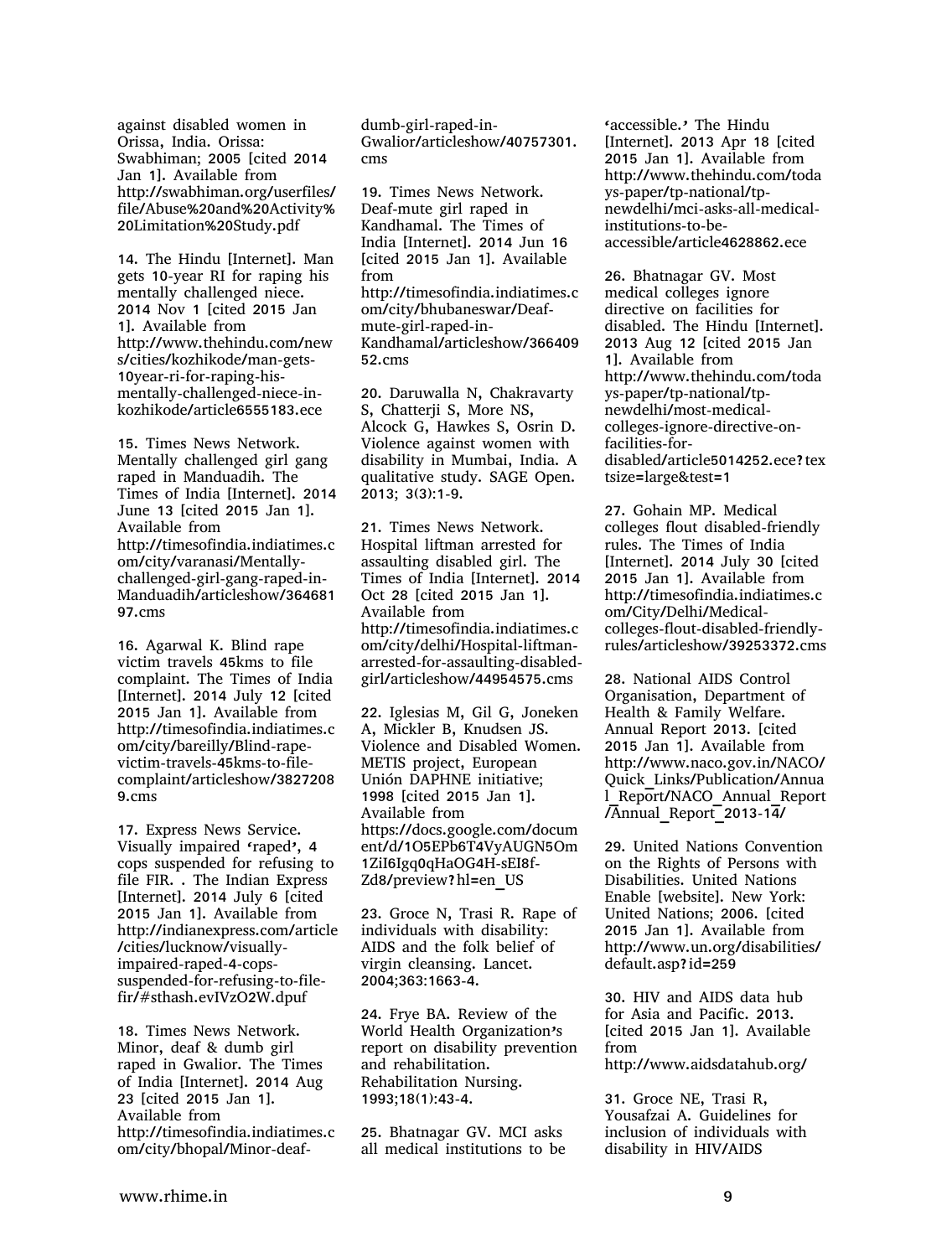against disabled women in Orissa, India. Orissa: Swabhiman; 2005 [cited 2014 Jan 1]. Available from http://swabhiman.org/userfiles/file/Abuse%20and%20Activity%20Limitation%20Study.pdf

14. The Hindu [Internet]. Man gets 10-year RI for raping his mentally challenged niece. 2014 Nov 1 [cited 2015 Jan 1]. Available from http://www.thehindu.com/news/cities/kozhikode/man-gets-10year-ri-for-raping-his-mentally-challenged-niece-in-kozhikode/article6555183.ece

15. Times News Network. Mentally challenged girl gang raped in Manduadih. The Times of India [Internet]. 2014 June 13 [cited 2015 Jan 1]. Available from http://timesofindia.indiatimes.com/city/varanasi/Mentally-challenged-girl-gang-raped-in-Manduadih/articleshow/36468197.cms

16. Agarwal K. Blind rape victim travels 45kms to file complaint. The Times of India [Internet]. 2014 July 12 [cited 2015 Jan 1]. Available from http://timesofindia.indiatimes.com/city/bareilly/Blind-rape-victim-travels-45kms-to-file-complaint/articleshow/38272089.cms

17. Express News Service. Visually impaired 'raped', 4 cops suspended for refusing to file FIR. . The Indian Express [Internet]. 2014 July 6 [cited 2015 Jan 1]. Available from http://indianexpress.com/article/cities/lucknow/visually-impaired-raped-4-cops-suspended-for-refusing-to-file-fir/#sthash.evIVzO2W.dpuf

18. Times News Network. Minor, deaf & dumb girl raped in Gwalior. The Times of India [Internet]. 2014 Aug 23 [cited 2015 Jan 1]. Available from http://timesofindia.indiatimes.com/city/bhopal/Minor-deaf-dumb-girl-raped-in-Gwalior/articleshow/40757301.cms

19. Times News Network. Deaf-mute girl raped in Kandhamal. The Times of India [Internet]. 2014 Jun 16 [cited 2015 Jan 1]. Available from http://timesofindia.indiatimes.com/city/bhubaneswar/Deaf-mute-girl-raped-in-Kandhamal/articleshow/36640952.cms

20. Daruwalla N, Chakravarty S, Chatterji S, More NS, Alcock G, Hawkes S, Osrin D. Violence against women with disability in Mumbai, India. A qualitative study. SAGE Open. 2013; 3(3):1-9.

21. Times News Network. Hospital liftman arrested for assaulting disabled girl. The Times of India [Internet]. 2014 Oct 28 [cited 2015 Jan 1]. Available from http://timesofindia.indiatimes.com/city/delhi/Hospital-liftman-arrested-for-assaulting-disabled-girl/articleshow/44954575.cms

22. Iglesias M, Gil G, Joneken A, Mickler B, Knudsen JS. Violence and Disabled Women. METIS project, European Unión DAPHNE initiative; 1998 [cited 2015 Jan 1]. Available from https://docs.google.com/document/d/1O5EPb6T4VyAUGN5Om1ZiI6Igq0qHaOG4H-sEI8f-Zd8/preview?hl=en_US

23. Groce N, Trasi R. Rape of individuals with disability: AIDS and the folk belief of virgin cleansing. Lancet. 2004;363:1663-4.

24. Frye BA. Review of the World Health Organization's report on disability prevention and rehabilitation. Rehabilitation Nursing. 1993;18(1):43-4.

25. Bhatnagar GV. MCI asks all medical institutions to be 'accessible.' The Hindu [Internet]. 2013 Apr 18 [cited 2015 Jan 1]. Available from http://www.thehindu.com/todays-paper/tp-national/tp-newdelhi/mci-asks-all-medical-institutions-to-be-accessible/article4628862.ece

26. Bhatnagar GV. Most medical colleges ignore directive on facilities for disabled. The Hindu [Internet]. 2013 Aug 12 [cited 2015 Jan 1]. Available from http://www.thehindu.com/todays-paper/tp-national/tp-newdelhi/most-medical-colleges-ignore-directive-on-facilities-for-disabled/article5014252.ece?textsize=large&test=1

27. Gohain MP. Medical colleges flout disabled-friendly rules. The Times of India [Internet]. 2014 July 30 [cited 2015 Jan 1]. Available from http://timesofindia.indiatimes.com/City/Delhi/Medical-colleges-flout-disabled-friendly-rules/articleshow/39253372.cms

28. National AIDS Control Organisation, Department of Health & Family Welfare. Annual Report 2013. [cited 2015 Jan 1]. Available from http://www.naco.gov.in/NACO/Quick_Links/Publication/Annual_Report/NACO_Annual_Report/Annual_Report_2013-14/

29. United Nations Convention on the Rights of Persons with Disabilities. United Nations Enable [website]. New York: United Nations; 2006. [cited 2015 Jan 1]. Available from http://www.un.org/disabilities/default.asp?id=259

30. HIV and AIDS data hub for Asia and Pacific. 2013. [cited 2015 Jan 1]. Available from http://www.aidsdatahub.org/

31. Groce NE, Trasi R, Yousafzai A. Guidelines for inclusion of individuals with disability in HIV/AIDS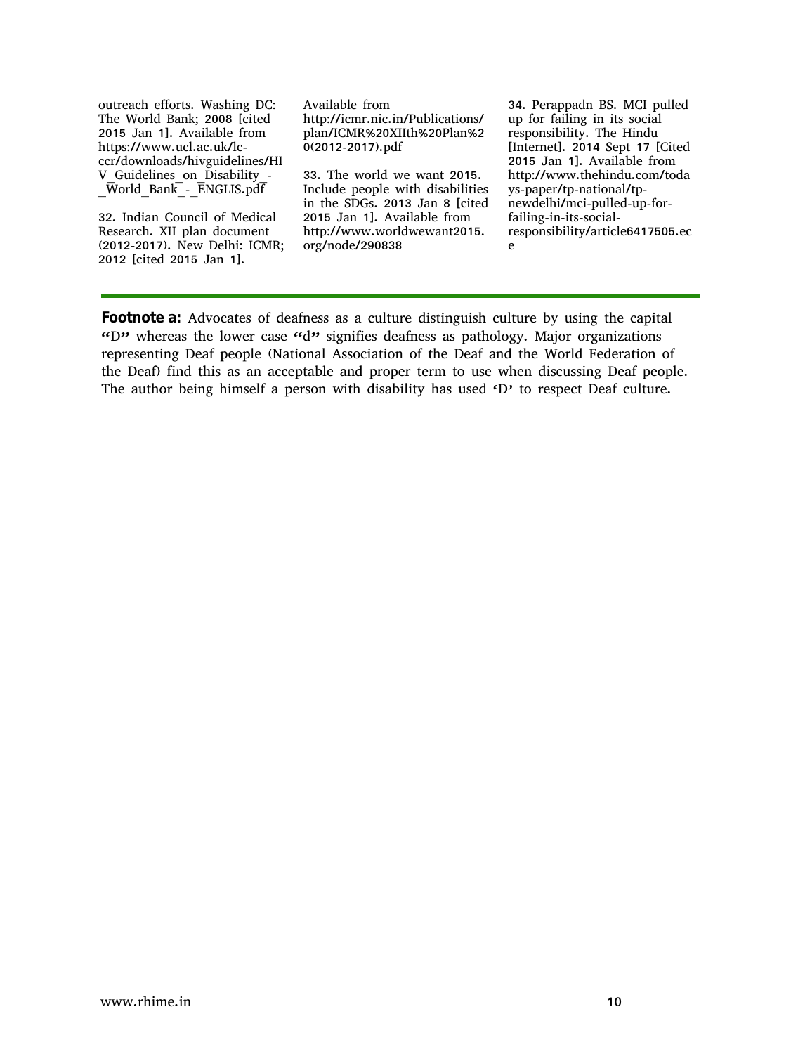outreach efforts. Washing DC: The World Bank; 2008 [cited 2015 Jan 1]. Available from https://www.ucl.ac.uk/lc-ccr/downloads/hivguidelines/HIV_Guidelines_on_Disability_-_World_Bank_-_ENGLIS.pdf

32. Indian Council of Medical Research. XII plan document (2012-2017). New Delhi: ICMR; 2012 [cited 2015 Jan 1]. Available from http://icmr.nic.in/Publications/plan/ICMR%20XIIth%20Plan%20(2012-2017).pdf

33. The world we want 2015. Include people with disabilities in the SDGs. 2013 Jan 8 [cited 2015 Jan 1]. Available from http://www.worldwewant2015.org/node/290838

34. Perappadn BS. MCI pulled up for failing in its social responsibility. The Hindu [Internet]. 2014 Sept 17 [Cited 2015 Jan 1]. Available from http://www.thehindu.com/todays-paper/tp-national/tp-newdelhi/mci-pulled-up-for-failing-in-its-social-responsibility/article6417505.ece

---

**Footnote a:** Advocates of deafness as a culture distinguish culture by using the capital "D" whereas the lower case "d" signifies deafness as pathology. Major organizations representing Deaf people (National Association of the Deaf and the World Federation of the Deaf) find this as an acceptable and proper term to use when discussing Deaf people. The author being himself a person with disability has used 'D' to respect Deaf culture.